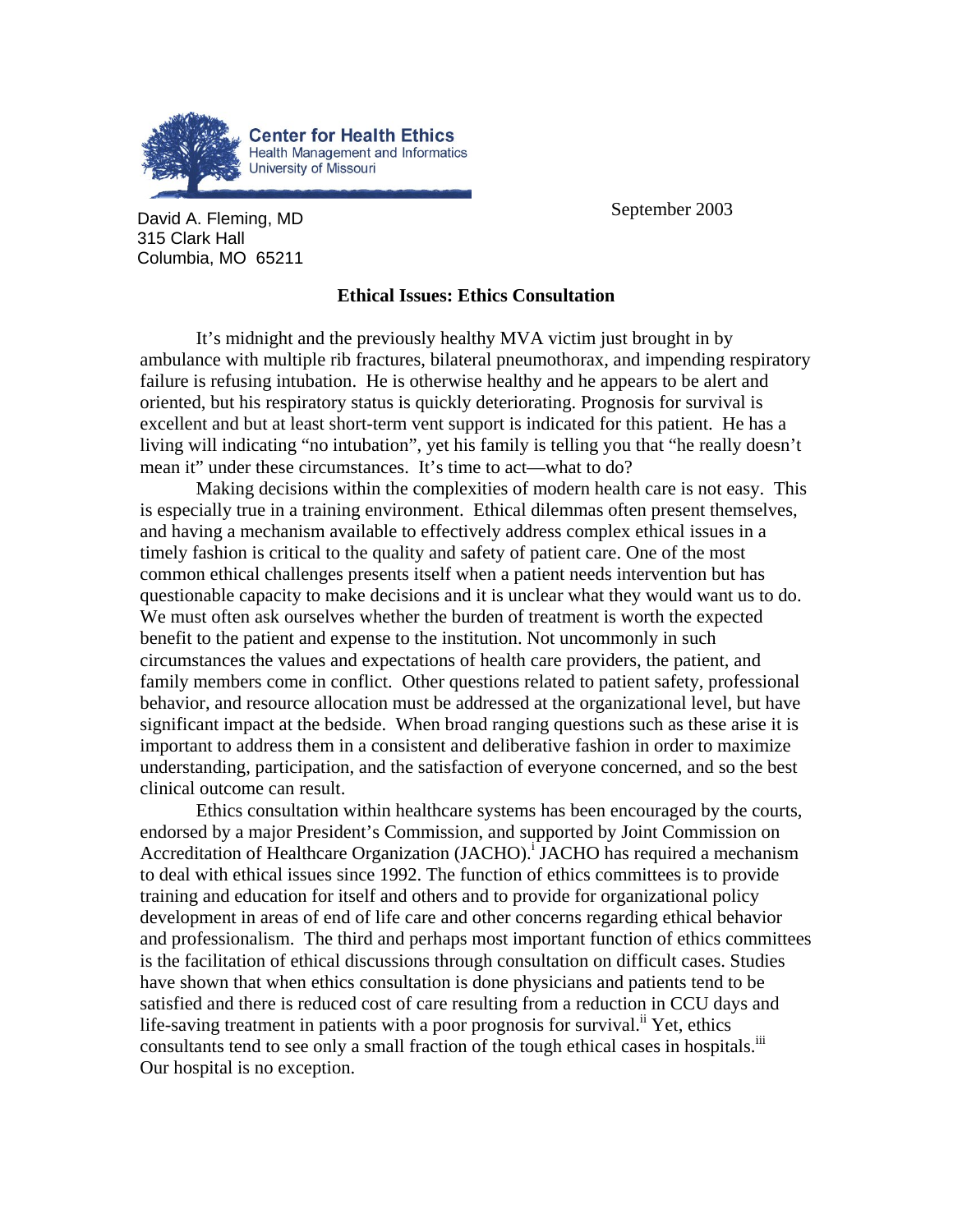Center for Health Ethics
Health Management and Informatics
University of Missouri

David A. Fleming, MD
315 Clark Hall
Columbia, MO 65211

September 2003

## Ethical Issues: Ethics Consultation

It's midnight and the previously healthy MVA victim just brought in by ambulance with multiple rib fractures, bilateral pneumothorax, and impending respiratory failure is refusing intubation. He is otherwise healthy and he appears to be alert and oriented, but his respiratory status is quickly deteriorating. Prognosis for survival is excellent and but at least short-term vent support is indicated for this patient. He has a living will indicating "no intubation", yet his family is telling you that "he really doesn't mean it" under these circumstances. It's time to act—what to do?

Making decisions within the complexities of modern health care is not easy. This is especially true in a training environment. Ethical dilemmas often present themselves, and having a mechanism available to effectively address complex ethical issues in a timely fashion is critical to the quality and safety of patient care. One of the most common ethical challenges presents itself when a patient needs intervention but has questionable capacity to make decisions and it is unclear what they would want us to do. We must often ask ourselves whether the burden of treatment is worth the expected benefit to the patient and expense to the institution. Not uncommonly in such circumstances the values and expectations of health care providers, the patient, and family members come in conflict. Other questions related to patient safety, professional behavior, and resource allocation must be addressed at the organizational level, but have significant impact at the bedside. When broad ranging questions such as these arise it is important to address them in a consistent and deliberative fashion in order to maximize understanding, participation, and the satisfaction of everyone concerned, and so the best clinical outcome can result.

Ethics consultation within healthcare systems has been encouraged by the courts, endorsed by a major President's Commission, and supported by Joint Commission on Accreditation of Healthcare Organization (JACHO).[i] JACHO has required a mechanism to deal with ethical issues since 1992. The function of ethics committees is to provide training and education for itself and others and to provide for organizational policy development in areas of end of life care and other concerns regarding ethical behavior and professionalism. The third and perhaps most important function of ethics committees is the facilitation of ethical discussions through consultation on difficult cases. Studies have shown that when ethics consultation is done physicians and patients tend to be satisfied and there is reduced cost of care resulting from a reduction in CCU days and life-saving treatment in patients with a poor prognosis for survival.[ii] Yet, ethics consultants tend to see only a small fraction of the tough ethical cases in hospitals.[iii] Our hospital is no exception.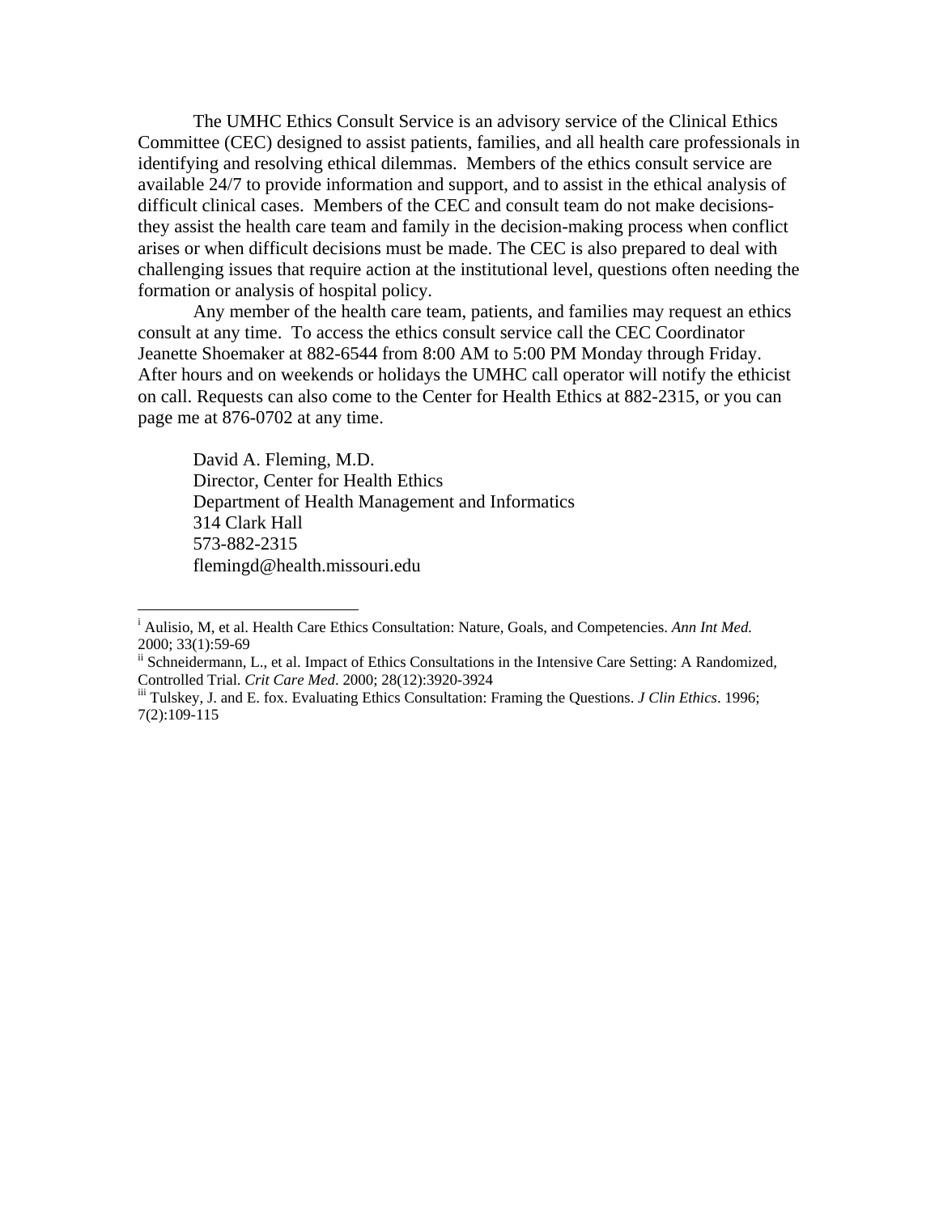The UMHC Ethics Consult Service is an advisory service of the Clinical Ethics Committee (CEC) designed to assist patients, families, and all health care professionals in identifying and resolving ethical dilemmas. Members of the ethics consult service are available 24/7 to provide information and support, and to assist in the ethical analysis of difficult clinical cases. Members of the CEC and consult team do not make decisions- they assist the health care team and family in the decision-making process when conflict arises or when difficult decisions must be made. The CEC is also prepared to deal with challenging issues that require action at the institutional level, questions often needing the formation or analysis of hospital policy.

Any member of the health care team, patients, and families may request an ethics consult at any time. To access the ethics consult service call the CEC Coordinator Jeanette Shoemaker at 882-6544 from 8:00 AM to 5:00 PM Monday through Friday. After hours and on weekends or holidays the UMHC call operator will notify the ethicist on call. Requests can also come to the Center for Health Ethics at 882-2315, or you can page me at 876-0702 at any time.

David A. Fleming, M.D.
Director, Center for Health Ethics
Department of Health Management and Informatics
314 Clark Hall
573-882-2315
flemingd@health.missouri.edu

---

[i] Aulisio, M, et al. Health Care Ethics Consultation: Nature, Goals, and Competencies. *Ann Int Med.* 2000; 33(1):59-69

[ii] Schneidermann, L., et al. Impact of Ethics Consultations in the Intensive Care Setting: A Randomized, Controlled Trial. *Crit Care Med*. 2000; 28(12):3920-3924

[iii] Tulskey, J. and E. fox. Evaluating Ethics Consultation: Framing the Questions. *J Clin Ethics*. 1996; 7(2):109-115